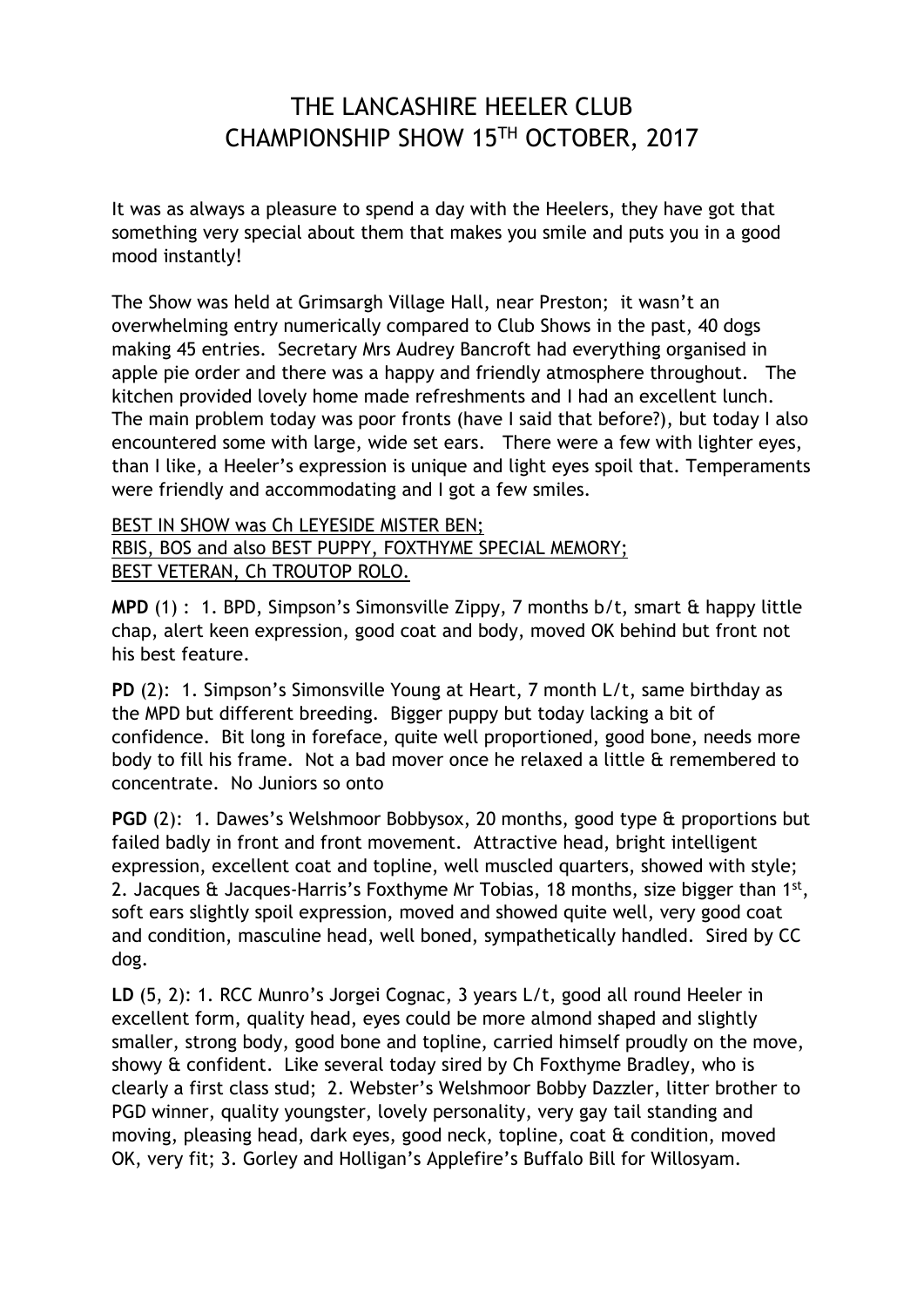# THE LANCASHIRE HEELER CLUB CHAMPIONSHIP SHOW 15TH OCTOBER, 2017

It was as always a pleasure to spend a day with the Heelers, they have got that something very special about them that makes you smile and puts you in a good mood instantly!

The Show was held at Grimsargh Village Hall, near Preston; it wasn't an overwhelming entry numerically compared to Club Shows in the past, 40 dogs making 45 entries. Secretary Mrs Audrey Bancroft had everything organised in apple pie order and there was a happy and friendly atmosphere throughout. The kitchen provided lovely home made refreshments and I had an excellent lunch. The main problem today was poor fronts (have I said that before?), but today I also encountered some with large, wide set ears. There were a few with lighter eyes, than I like, a Heeler's expression is unique and light eyes spoil that. Temperaments were friendly and accommodating and I got a few smiles.

BEST IN SHOW was Ch LEYESIDE MISTER BEN;
RBIS, BOS and also BEST PUPPY, FOXTHYME SPECIAL MEMORY;
BEST VETERAN, Ch TROUTOP ROLO.

**MPD** (1) : 1. BPD, Simpson's Simonsville Zippy, 7 months b/t, smart & happy little chap, alert keen expression, good coat and body, moved OK behind but front not his best feature.

**PD** (2): 1. Simpson's Simonsville Young at Heart, 7 month L/t, same birthday as the MPD but different breeding. Bigger puppy but today lacking a bit of confidence. Bit long in foreface, quite well proportioned, good bone, needs more body to fill his frame. Not a bad mover once he relaxed a little & remembered to concentrate. No Juniors so onto

**PGD** (2): 1. Dawes's Welshmoor Bobbysox, 20 months, good type & proportions but failed badly in front and front movement. Attractive head, bright intelligent expression, excellent coat and topline, well muscled quarters, showed with style; 2. Jacques & Jacques-Harris's Foxthyme Mr Tobias, 18 months, size bigger than 1st, soft ears slightly spoil expression, moved and showed quite well, very good coat and condition, masculine head, well boned, sympathetically handled. Sired by CC dog.

**LD** (5, 2): 1. RCC Munro's Jorgei Cognac, 3 years L/t, good all round Heeler in excellent form, quality head, eyes could be more almond shaped and slightly smaller, strong body, good bone and topline, carried himself proudly on the move, showy & confident. Like several today sired by Ch Foxthyme Bradley, who is clearly a first class stud; 2. Webster's Welshmoor Bobby Dazzler, litter brother to PGD winner, quality youngster, lovely personality, very gay tail standing and moving, pleasing head, dark eyes, good neck, topline, coat & condition, moved OK, very fit; 3. Gorley and Holligan's Applefire's Buffalo Bill for Willosyam.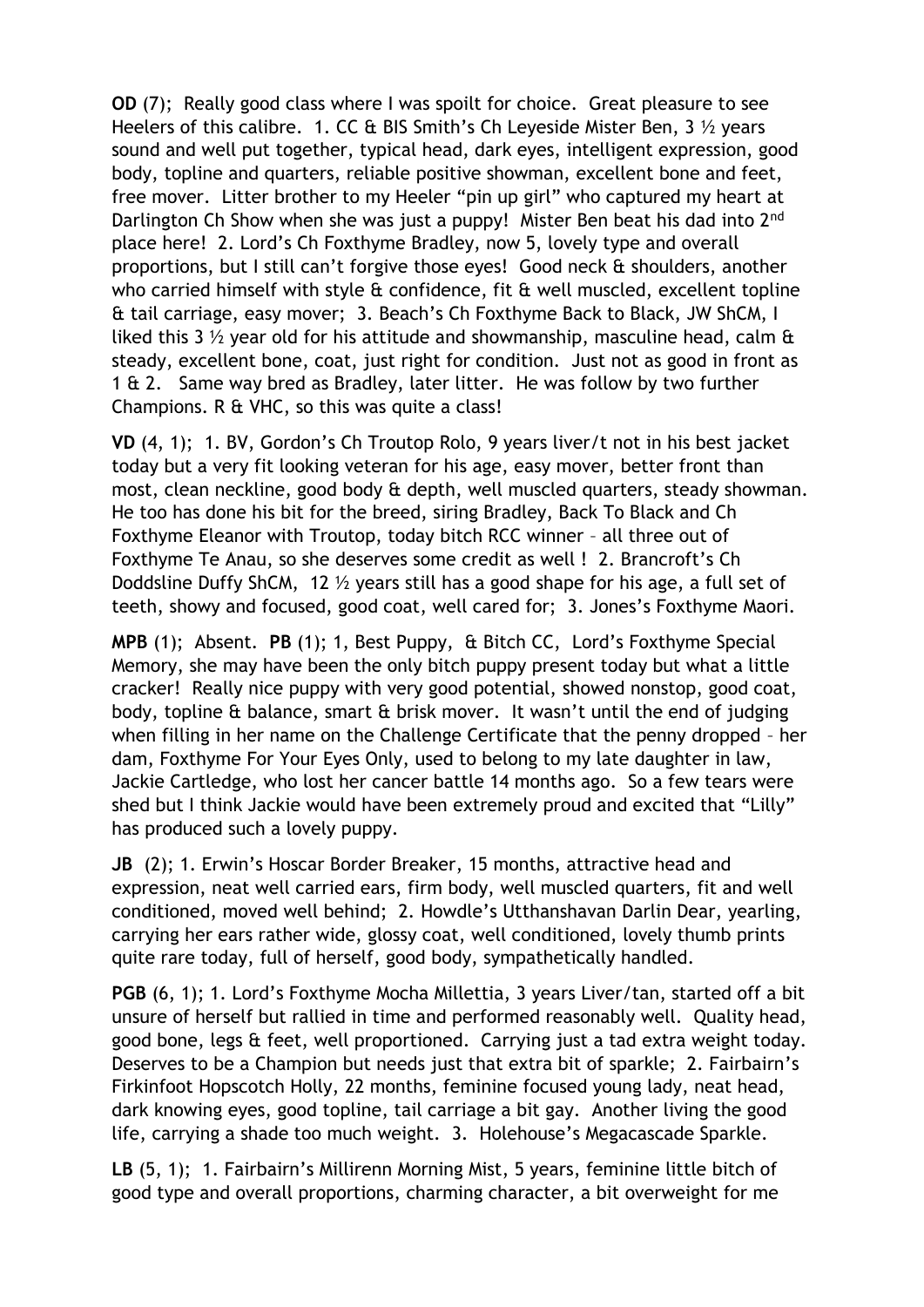**OD** (7); Really good class where I was spoilt for choice. Great pleasure to see Heelers of this calibre. 1. CC & BIS Smith's Ch Leyeside Mister Ben, 3 ½ years sound and well put together, typical head, dark eyes, intelligent expression, good body, topline and quarters, reliable positive showman, excellent bone and feet, free mover. Litter brother to my Heeler "pin up girl" who captured my heart at Darlington Ch Show when she was just a puppy! Mister Ben beat his dad into 2nd place here! 2. Lord's Ch Foxthyme Bradley, now 5, lovely type and overall proportions, but I still can't forgive those eyes! Good neck & shoulders, another who carried himself with style & confidence, fit & well muscled, excellent topline & tail carriage, easy mover; 3. Beach's Ch Foxthyme Back to Black, JW ShCM, I liked this 3 ½ year old for his attitude and showmanship, masculine head, calm & steady, excellent bone, coat, just right for condition. Just not as good in front as 1 & 2. Same way bred as Bradley, later litter. He was follow by two further Champions. R & VHC, so this was quite a class!

**VD** (4, 1); 1. BV, Gordon's Ch Troutop Rolo, 9 years liver/t not in his best jacket today but a very fit looking veteran for his age, easy mover, better front than most, clean neckline, good body & depth, well muscled quarters, steady showman. He too has done his bit for the breed, siring Bradley, Back To Black and Ch Foxthyme Eleanor with Troutop, today bitch RCC winner – all three out of Foxthyme Te Anau, so she deserves some credit as well ! 2. Brancroft's Ch Doddsline Duffy ShCM, 12 ½ years still has a good shape for his age, a full set of teeth, showy and focused, good coat, well cared for; 3. Jones's Foxthyme Maori.

**MPB** (1); Absent. **PB** (1); 1, Best Puppy, & Bitch CC, Lord's Foxthyme Special Memory, she may have been the only bitch puppy present today but what a little cracker! Really nice puppy with very good potential, showed nonstop, good coat, body, topline & balance, smart & brisk mover. It wasn't until the end of judging when filling in her name on the Challenge Certificate that the penny dropped – her dam, Foxthyme For Your Eyes Only, used to belong to my late daughter in law, Jackie Cartledge, who lost her cancer battle 14 months ago. So a few tears were shed but I think Jackie would have been extremely proud and excited that "Lilly" has produced such a lovely puppy.

**JB** (2); 1. Erwin's Hoscar Border Breaker, 15 months, attractive head and expression, neat well carried ears, firm body, well muscled quarters, fit and well conditioned, moved well behind; 2. Howdle's Utthanshavan Darlin Dear, yearling, carrying her ears rather wide, glossy coat, well conditioned, lovely thumb prints quite rare today, full of herself, good body, sympathetically handled.

**PGB** (6, 1); 1. Lord's Foxthyme Mocha Millettia, 3 years Liver/tan, started off a bit unsure of herself but rallied in time and performed reasonably well. Quality head, good bone, legs & feet, well proportioned. Carrying just a tad extra weight today. Deserves to be a Champion but needs just that extra bit of sparkle; 2. Fairbairn's Firkinfoot Hopscotch Holly, 22 months, feminine focused young lady, neat head, dark knowing eyes, good topline, tail carriage a bit gay. Another living the good life, carrying a shade too much weight. 3. Holehouse's Megacascade Sparkle.

**LB** (5, 1); 1. Fairbairn's Millirenn Morning Mist, 5 years, feminine little bitch of good type and overall proportions, charming character, a bit overweight for me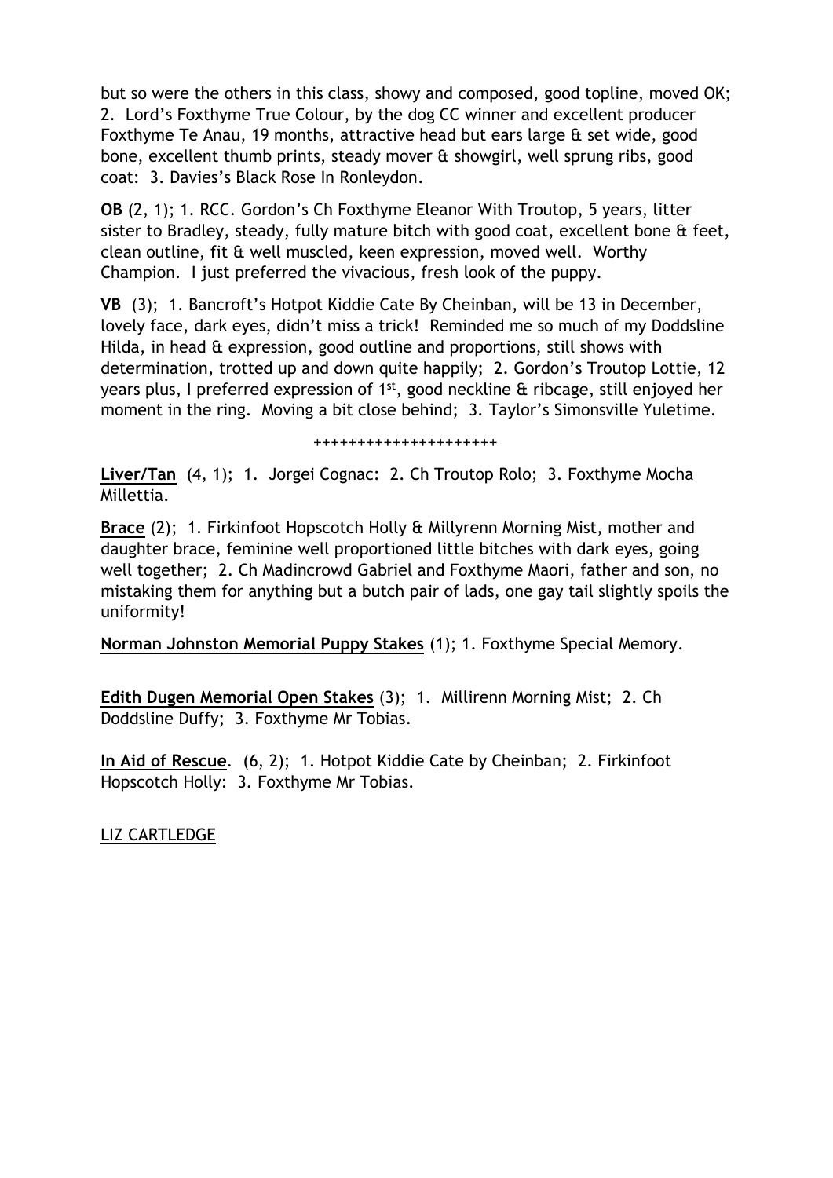but so were the others in this class, showy and composed, good topline, moved OK; 2. Lord's Foxthyme True Colour, by the dog CC winner and excellent producer Foxthyme Te Anau, 19 months, attractive head but ears large & set wide, good bone, excellent thumb prints, steady mover & showgirl, well sprung ribs, good coat: 3. Davies's Black Rose In Ronleydon.

**OB** (2, 1); 1. RCC. Gordon's Ch Foxthyme Eleanor With Troutop, 5 years, litter sister to Bradley, steady, fully mature bitch with good coat, excellent bone & feet, clean outline, fit & well muscled, keen expression, moved well. Worthy Champion. I just preferred the vivacious, fresh look of the puppy.

**VB** (3); 1. Bancroft's Hotpot Kiddie Cate By Cheinban, will be 13 in December, lovely face, dark eyes, didn't miss a trick! Reminded me so much of my Doddsline Hilda, in head & expression, good outline and proportions, still shows with determination, trotted up and down quite happily; 2. Gordon's Troutop Lottie, 12 years plus, I preferred expression of 1st, good neckline & ribcage, still enjoyed her moment in the ring. Moving a bit close behind; 3. Taylor's Simonsville Yuletime.

+++++++++++++++++++++

**Liver/Tan** (4, 1); 1. Jorgei Cognac: 2. Ch Troutop Rolo; 3. Foxthyme Mocha Millettia.

**Brace** (2); 1. Firkinfoot Hopscotch Holly & Millyrenn Morning Mist, mother and daughter brace, feminine well proportioned little bitches with dark eyes, going well together; 2. Ch Madincrowd Gabriel and Foxthyme Maori, father and son, no mistaking them for anything but a butch pair of lads, one gay tail slightly spoils the uniformity!

**Norman Johnston Memorial Puppy Stakes** (1); 1. Foxthyme Special Memory.

**Edith Dugen Memorial Open Stakes** (3); 1. Millirenn Morning Mist; 2. Ch Doddsline Duffy; 3. Foxthyme Mr Tobias.

**In Aid of Rescue**. (6, 2); 1. Hotpot Kiddie Cate by Cheinban; 2. Firkinfoot Hopscotch Holly: 3. Foxthyme Mr Tobias.

LIZ CARTLEDGE